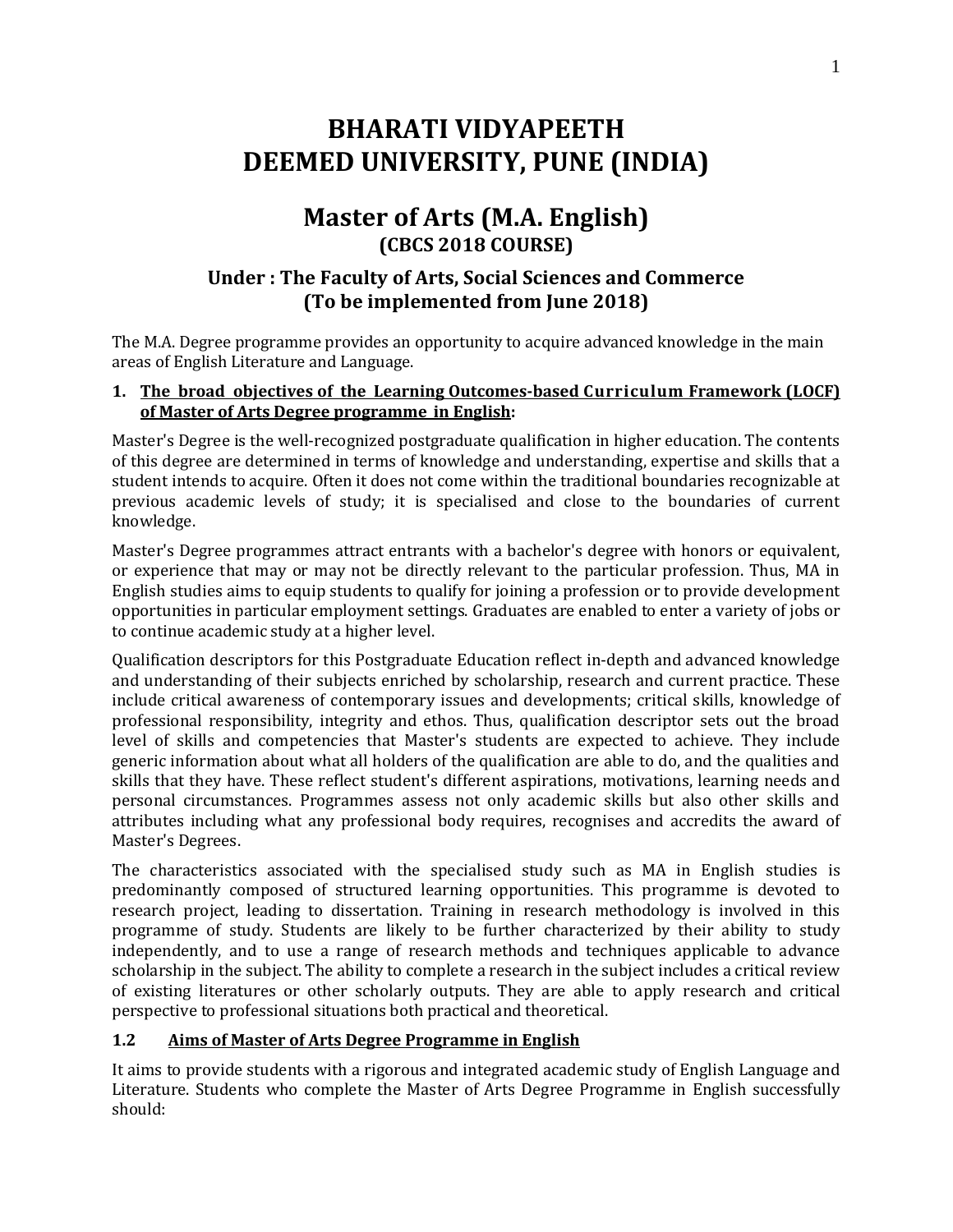# BHARATI VIDYAPEETH
# DEEMED UNIVERSITY, PUNE (INDIA)

## Master of Arts (M.A. English)
### (CBCS 2018 COURSE)

### Under : The Faculty of Arts, Social Sciences and Commerce
### (To be implemented from June 2018)

The M.A. Degree programme provides an opportunity to acquire advanced knowledge in the main areas of English Literature and Language.

**1. The broad objectives of the Learning Outcomes-based Curriculum Framework (LOCF) of Master of Arts Degree programme in English:**

Master's Degree is the well-recognized postgraduate qualification in higher education. The contents of this degree are determined in terms of knowledge and understanding, expertise and skills that a student intends to acquire. Often it does not come within the traditional boundaries recognizable at previous academic levels of study; it is specialised and close to the boundaries of current knowledge.

Master's Degree programmes attract entrants with a bachelor's degree with honors or equivalent, or experience that may or may not be directly relevant to the particular profession. Thus, MA in English studies aims to equip students to qualify for joining a profession or to provide development opportunities in particular employment settings. Graduates are enabled to enter a variety of jobs or to continue academic study at a higher level.

Qualification descriptors for this Postgraduate Education reflect in-depth and advanced knowledge and understanding of their subjects enriched by scholarship, research and current practice. These include critical awareness of contemporary issues and developments; critical skills, knowledge of professional responsibility, integrity and ethos. Thus, qualification descriptor sets out the broad level of skills and competencies that Master's students are expected to achieve. They include generic information about what all holders of the qualification are able to do, and the qualities and skills that they have. These reflect student's different aspirations, motivations, learning needs and personal circumstances. Programmes assess not only academic skills but also other skills and attributes including what any professional body requires, recognises and accredits the award of Master's Degrees.

The characteristics associated with the specialised study such as MA in English studies is predominantly composed of structured learning opportunities. This programme is devoted to research project, leading to dissertation. Training in research methodology is involved in this programme of study. Students are likely to be further characterized by their ability to study independently, and to use a range of research methods and techniques applicable to advance scholarship in the subject. The ability to complete a research in the subject includes a critical review of existing literatures or other scholarly outputs. They are able to apply research and critical perspective to professional situations both practical and theoretical.

**1.2 Aims of Master of Arts Degree Programme in English**

It aims to provide students with a rigorous and integrated academic study of English Language and Literature. Students who complete the Master of Arts Degree Programme in English successfully should: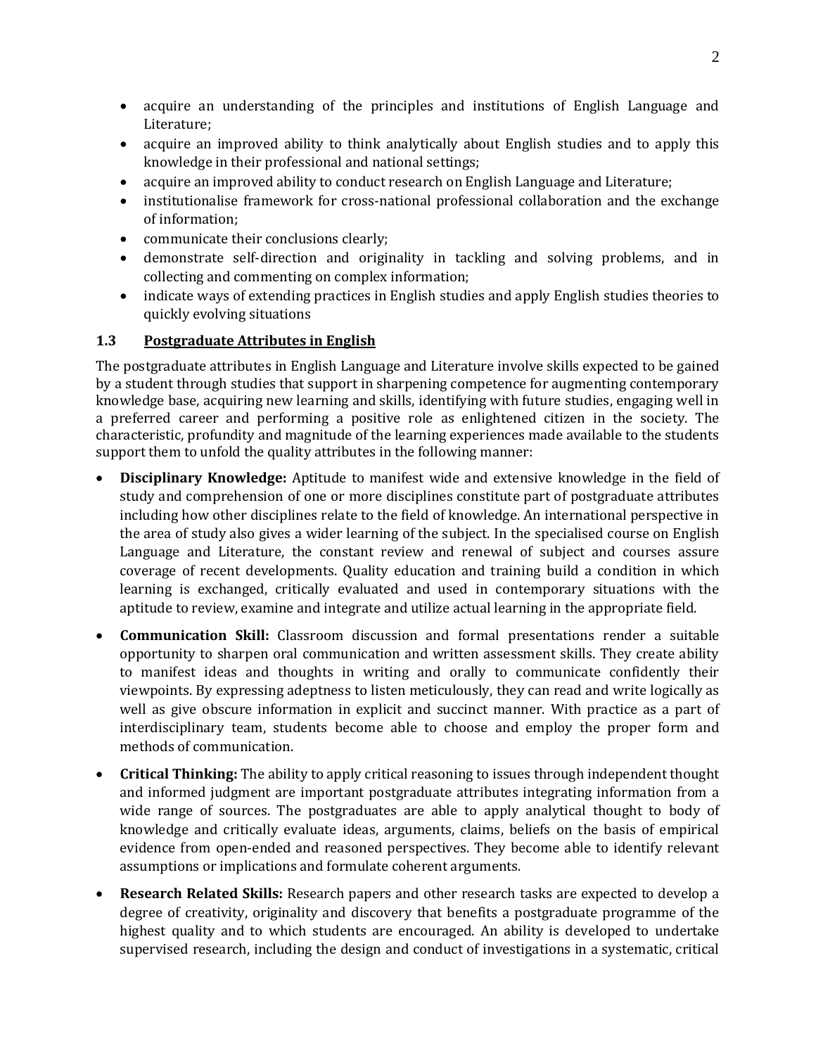- acquire an understanding of the principles and institutions of English Language and Literature;
- acquire an improved ability to think analytically about English studies and to apply this knowledge in their professional and national settings;
- acquire an improved ability to conduct research on English Language and Literature;
- institutionalise framework for cross-national professional collaboration and the exchange of information;
- communicate their conclusions clearly;
- demonstrate self-direction and originality in tackling and solving problems, and in collecting and commenting on complex information;
- indicate ways of extending practices in English studies and apply English studies theories to quickly evolving situations

### 1.3 Postgraduate Attributes in English

The postgraduate attributes in English Language and Literature involve skills expected to be gained by a student through studies that support in sharpening competence for augmenting contemporary knowledge base, acquiring new learning and skills, identifying with future studies, engaging well in a preferred career and performing a positive role as enlightened citizen in the society. The characteristic, profundity and magnitude of the learning experiences made available to the students support them to unfold the quality attributes in the following manner:

- **Disciplinary Knowledge:** Aptitude to manifest wide and extensive knowledge in the field of study and comprehension of one or more disciplines constitute part of postgraduate attributes including how other disciplines relate to the field of knowledge. An international perspective in the area of study also gives a wider learning of the subject. In the specialised course on English Language and Literature, the constant review and renewal of subject and courses assure coverage of recent developments. Quality education and training build a condition in which learning is exchanged, critically evaluated and used in contemporary situations with the aptitude to review, examine and integrate and utilize actual learning in the appropriate field.

- **Communication Skill:** Classroom discussion and formal presentations render a suitable opportunity to sharpen oral communication and written assessment skills. They create ability to manifest ideas and thoughts in writing and orally to communicate confidently their viewpoints. By expressing adeptness to listen meticulously, they can read and write logically as well as give obscure information in explicit and succinct manner. With practice as a part of interdisciplinary team, students become able to choose and employ the proper form and methods of communication.

- **Critical Thinking:** The ability to apply critical reasoning to issues through independent thought and informed judgment are important postgraduate attributes integrating information from a wide range of sources. The postgraduates are able to apply analytical thought to body of knowledge and critically evaluate ideas, arguments, claims, beliefs on the basis of empirical evidence from open-ended and reasoned perspectives. They become able to identify relevant assumptions or implications and formulate coherent arguments.

- **Research Related Skills:** Research papers and other research tasks are expected to develop a degree of creativity, originality and discovery that benefits a postgraduate programme of the highest quality and to which students are encouraged. An ability is developed to undertake supervised research, including the design and conduct of investigations in a systematic, critical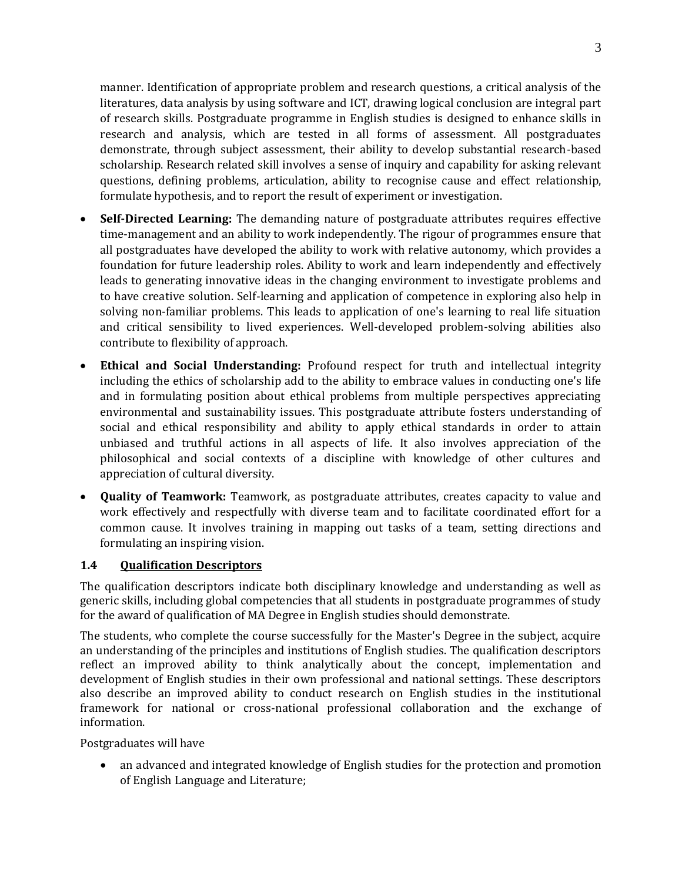manner. Identification of appropriate problem and research questions, a critical analysis of the literatures, data analysis by using software and ICT, drawing logical conclusion are integral part of research skills. Postgraduate programme in English studies is designed to enhance skills in research and analysis, which are tested in all forms of assessment. All postgraduates demonstrate, through subject assessment, their ability to develop substantial research-based scholarship. Research related skill involves a sense of inquiry and capability for asking relevant questions, defining problems, articulation, ability to recognise cause and effect relationship, formulate hypothesis, and to report the result of experiment or investigation.

- **Self-Directed Learning:** The demanding nature of postgraduate attributes requires effective time-management and an ability to work independently. The rigour of programmes ensure that all postgraduates have developed the ability to work with relative autonomy, which provides a foundation for future leadership roles. Ability to work and learn independently and effectively leads to generating innovative ideas in the changing environment to investigate problems and to have creative solution. Self-learning and application of competence in exploring also help in solving non-familiar problems. This leads to application of one's learning to real life situation and critical sensibility to lived experiences. Well-developed problem-solving abilities also contribute to flexibility of approach.
- **Ethical and Social Understanding:** Profound respect for truth and intellectual integrity including the ethics of scholarship add to the ability to embrace values in conducting one's life and in formulating position about ethical problems from multiple perspectives appreciating environmental and sustainability issues. This postgraduate attribute fosters understanding of social and ethical responsibility and ability to apply ethical standards in order to attain unbiased and truthful actions in all aspects of life. It also involves appreciation of the philosophical and social contexts of a discipline with knowledge of other cultures and appreciation of cultural diversity.
- **Quality of Teamwork:** Teamwork, as postgraduate attributes, creates capacity to value and work effectively and respectfully with diverse team and to facilitate coordinated effort for a common cause. It involves training in mapping out tasks of a team, setting directions and formulating an inspiring vision.

### 1.4 Qualification Descriptors

The qualification descriptors indicate both disciplinary knowledge and understanding as well as generic skills, including global competencies that all students in postgraduate programmes of study for the award of qualification of MA Degree in English studies should demonstrate.

The students, who complete the course successfully for the Master's Degree in the subject, acquire an understanding of the principles and institutions of English studies. The qualification descriptors reflect an improved ability to think analytically about the concept, implementation and development of English studies in their own professional and national settings. These descriptors also describe an improved ability to conduct research on English studies in the institutional framework for national or cross-national professional collaboration and the exchange of information.

Postgraduates will have

- an advanced and integrated knowledge of English studies for the protection and promotion of English Language and Literature;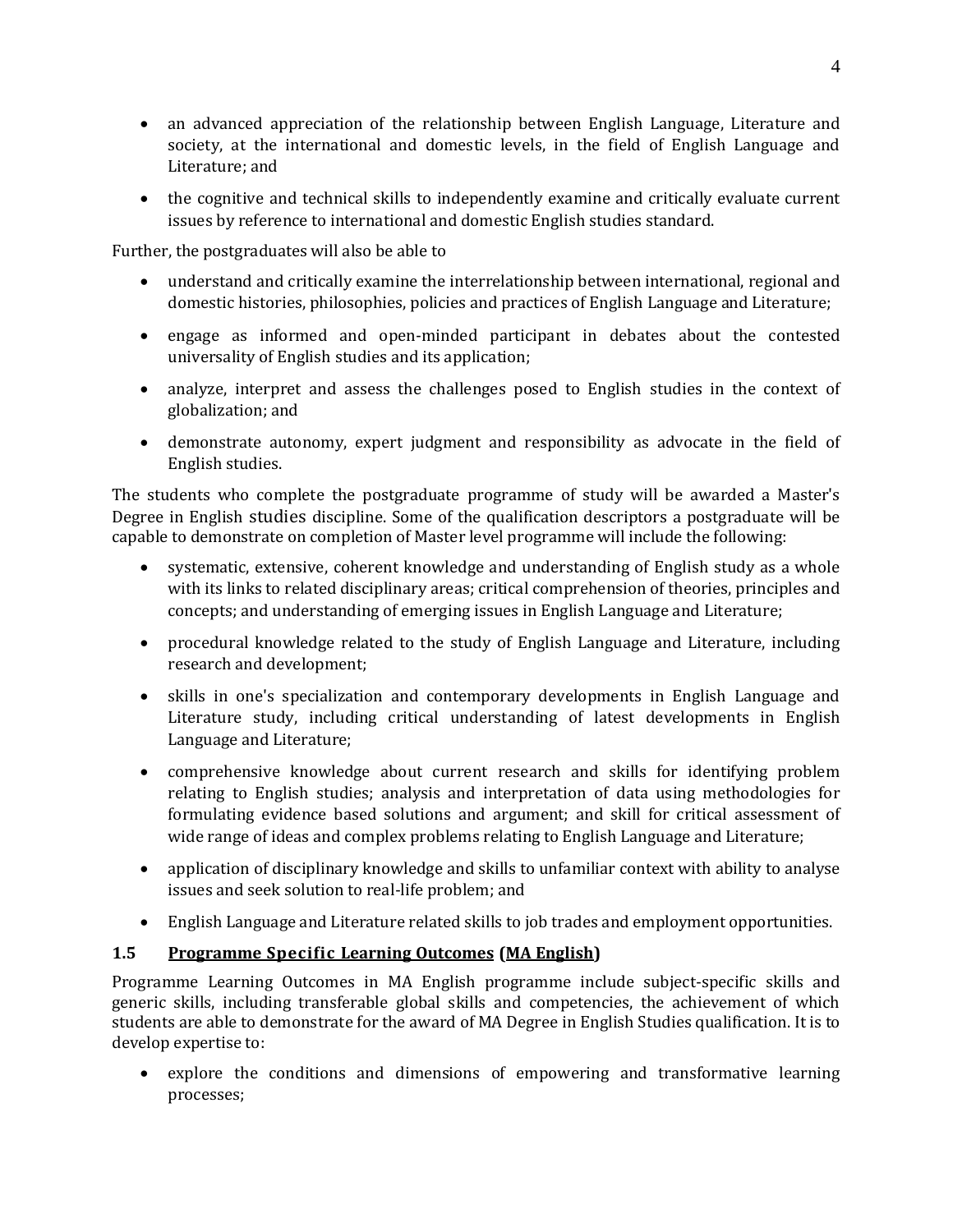- an advanced appreciation of the relationship between English Language, Literature and society, at the international and domestic levels, in the field of English Language and Literature; and
- the cognitive and technical skills to independently examine and critically evaluate current issues by reference to international and domestic English studies standard.

Further, the postgraduates will also be able to

- understand and critically examine the interrelationship between international, regional and domestic histories, philosophies, policies and practices of English Language and Literature;
- engage as informed and open-minded participant in debates about the contested universality of English studies and its application;
- analyze, interpret and assess the challenges posed to English studies in the context of globalization; and
- demonstrate autonomy, expert judgment and responsibility as advocate in the field of English studies.

The students who complete the postgraduate programme of study will be awarded a Master's Degree in English studies discipline. Some of the qualification descriptors a postgraduate will be capable to demonstrate on completion of Master level programme will include the following:

- systematic, extensive, coherent knowledge and understanding of English study as a whole with its links to related disciplinary areas; critical comprehension of theories, principles and concepts; and understanding of emerging issues in English Language and Literature;
- procedural knowledge related to the study of English Language and Literature, including research and development;
- skills in one's specialization and contemporary developments in English Language and Literature study, including critical understanding of latest developments in English Language and Literature;
- comprehensive knowledge about current research and skills for identifying problem relating to English studies; analysis and interpretation of data using methodologies for formulating evidence based solutions and argument; and skill for critical assessment of wide range of ideas and complex problems relating to English Language and Literature;
- application of disciplinary knowledge and skills to unfamiliar context with ability to analyse issues and seek solution to real-life problem; and
- English Language and Literature related skills to job trades and employment opportunities.

### 1.5 Programme Specific Learning Outcomes (MA English)

Programme Learning Outcomes in MA English programme include subject-specific skills and generic skills, including transferable global skills and competencies, the achievement of which students are able to demonstrate for the award of MA Degree in English Studies qualification. It is to develop expertise to:

- explore the conditions and dimensions of empowering and transformative learning processes;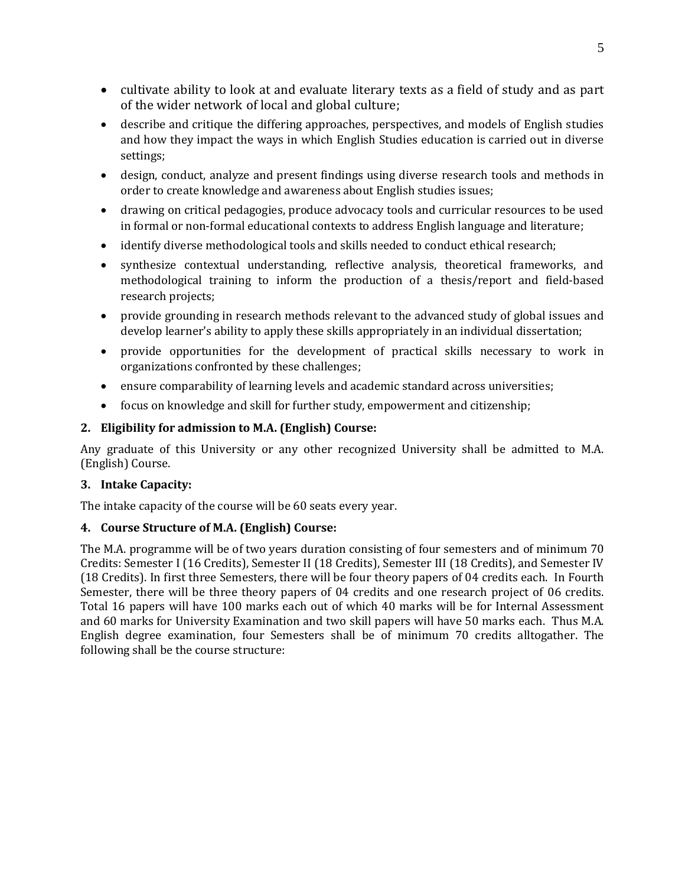- cultivate ability to look at and evaluate literary texts as a field of study and as part of the wider network of local and global culture;
- describe and critique the differing approaches, perspectives, and models of English studies and how they impact the ways in which English Studies education is carried out in diverse settings;
- design, conduct, analyze and present findings using diverse research tools and methods in order to create knowledge and awareness about English studies issues;
- drawing on critical pedagogies, produce advocacy tools and curricular resources to be used in formal or non-formal educational contexts to address English language and literature;
- identify diverse methodological tools and skills needed to conduct ethical research;
- synthesize contextual understanding, reflective analysis, theoretical frameworks, and methodological training to inform the production of a thesis/report and field-based research projects;
- provide grounding in research methods relevant to the advanced study of global issues and develop learner's ability to apply these skills appropriately in an individual dissertation;
- provide opportunities for the development of practical skills necessary to work in organizations confronted by these challenges;
- ensure comparability of learning levels and academic standard across universities;
- focus on knowledge and skill for further study, empowerment and citizenship;

**2. Eligibility for admission to M.A. (English) Course:**

Any graduate of this University or any other recognized University shall be admitted to M.A. (English) Course.

**3. Intake Capacity:**

The intake capacity of the course will be 60 seats every year.

**4. Course Structure of M.A. (English) Course:**

The M.A. programme will be of two years duration consisting of four semesters and of minimum 70 Credits: Semester I (16 Credits), Semester II (18 Credits), Semester III (18 Credits), and Semester IV (18 Credits). In first three Semesters, there will be four theory papers of 04 credits each. In Fourth Semester, there will be three theory papers of 04 credits and one research project of 06 credits. Total 16 papers will have 100 marks each out of which 40 marks will be for Internal Assessment and 60 marks for University Examination and two skill papers will have 50 marks each. Thus M.A. English degree examination, four Semesters shall be of minimum 70 credits alltogather. The following shall be the course structure: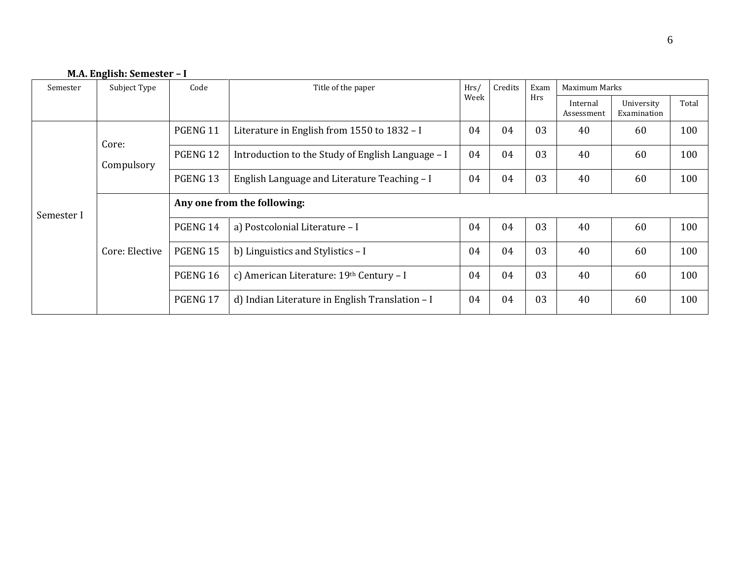**M.A. English: Semester – I**

| Semester | Subject Type | Code | Title of the paper | Hrs/ Week | Credits | Exam Hrs | Maximum Marks | | |
|---|---|---|---|---|---|---|---|---|---|
| | | | | | | | Internal Assessment | University Examination | Total |
| Semester I | Core: Compulsory | PGENG 11 | Literature in English from 1550 to 1832 – I | 04 | 04 | 03 | 40 | 60 | 100 |
| | | PGENG 12 | Introduction to the Study of English Language – I | 04 | 04 | 03 | 40 | 60 | 100 |
| | | PGENG 13 | English Language and Literature Teaching – I | 04 | 04 | 03 | 40 | 60 | 100 |
| | Core: Elective | **Any one from the following:** | | | | | | | |
| | | PGENG 14 | a) Postcolonial Literature – I | 04 | 04 | 03 | 40 | 60 | 100 |
| | | PGENG 15 | b) Linguistics and Stylistics – I | 04 | 04 | 03 | 40 | 60 | 100 |
| | | PGENG 16 | c) American Literature: 19th Century – I | 04 | 04 | 03 | 40 | 60 | 100 |
| | | PGENG 17 | d) Indian Literature in English Translation – I | 04 | 04 | 03 | 40 | 60 | 100 |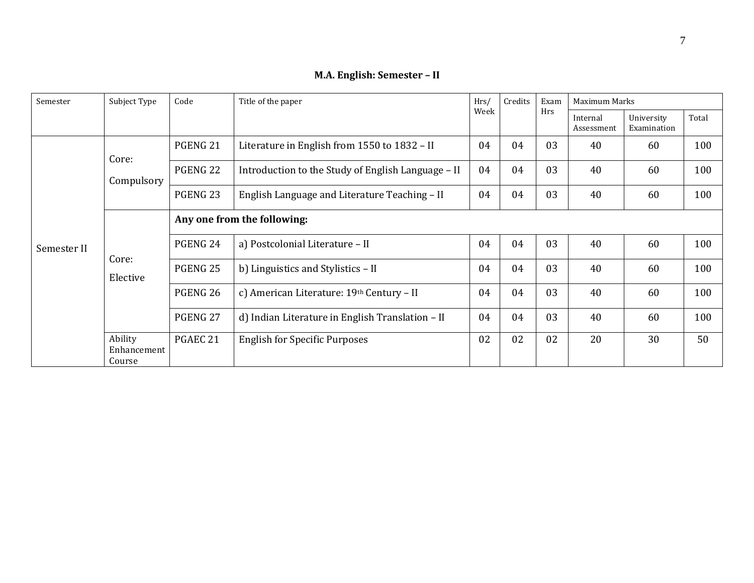**M.A. English: Semester – II**

| Semester | Subject Type | Code | Title of the paper | Hrs/ Week | Credits | Exam Hrs | Maximum Marks | | |
|---|---|---|---|---|---|---|---|---|---|
| | | | | | | | Internal Assessment | University Examination | Total |
| Semester II | Core: Compulsory | PGENG 21 | Literature in English from 1550 to 1832 – II | 04 | 04 | 03 | 40 | 60 | 100 |
| | | PGENG 22 | Introduction to the Study of English Language – II | 04 | 04 | 03 | 40 | 60 | 100 |
| | | PGENG 23 | English Language and Literature Teaching – II | 04 | 04 | 03 | 40 | 60 | 100 |
| | Core: Elective | **Any one from the following:** | | | | | | | |
| | | PGENG 24 | a) Postcolonial Literature – II | 04 | 04 | 03 | 40 | 60 | 100 |
| | | PGENG 25 | b) Linguistics and Stylistics – II | 04 | 04 | 03 | 40 | 60 | 100 |
| | | PGENG 26 | c) American Literature: 19th Century – II | 04 | 04 | 03 | 40 | 60 | 100 |
| | | PGENG 27 | d) Indian Literature in English Translation – II | 04 | 04 | 03 | 40 | 60 | 100 |
| | Ability Enhancement Course | PGAEC 21 | English for Specific Purposes | 02 | 02 | 02 | 20 | 30 | 50 |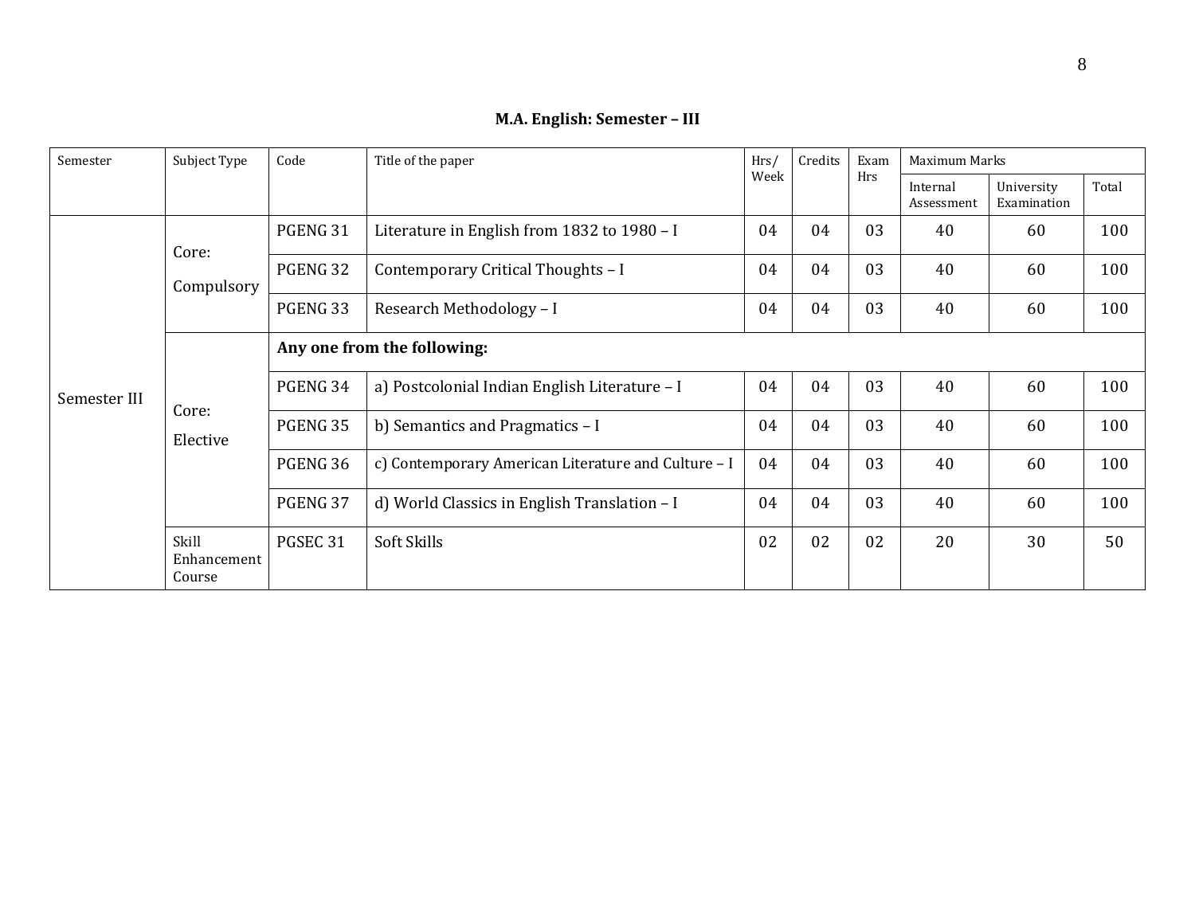**M.A. English: Semester – III**

| Semester | Subject Type | Code | Title of the paper | Hrs/ Week | Credits | Exam Hrs | Maximum Marks | | |
|---|---|---|---|---|---|---|---|---|---|
| | | | | | | | Internal Assessment | University Examination | Total |
| Semester III | Core: Compulsory | PGENG 31 | Literature in English from 1832 to 1980 – I | 04 | 04 | 03 | 40 | 60 | 100 |
| | | PGENG 32 | Contemporary Critical Thoughts – I | 04 | 04 | 03 | 40 | 60 | 100 |
| | | PGENG 33 | Research Methodology – I | 04 | 04 | 03 | 40 | 60 | 100 |
| | Core: Elective | **Any one from the following:** | | | | | | | |
| | | PGENG 34 | a) Postcolonial Indian English Literature – I | 04 | 04 | 03 | 40 | 60 | 100 |
| | | PGENG 35 | b) Semantics and Pragmatics – I | 04 | 04 | 03 | 40 | 60 | 100 |
| | | PGENG 36 | c) Contemporary American Literature and Culture – I | 04 | 04 | 03 | 40 | 60 | 100 |
| | | PGENG 37 | d) World Classics in English Translation – I | 04 | 04 | 03 | 40 | 60 | 100 |
| | Skill Enhancement Course | PGSEC 31 | Soft Skills | 02 | 02 | 02 | 20 | 30 | 50 |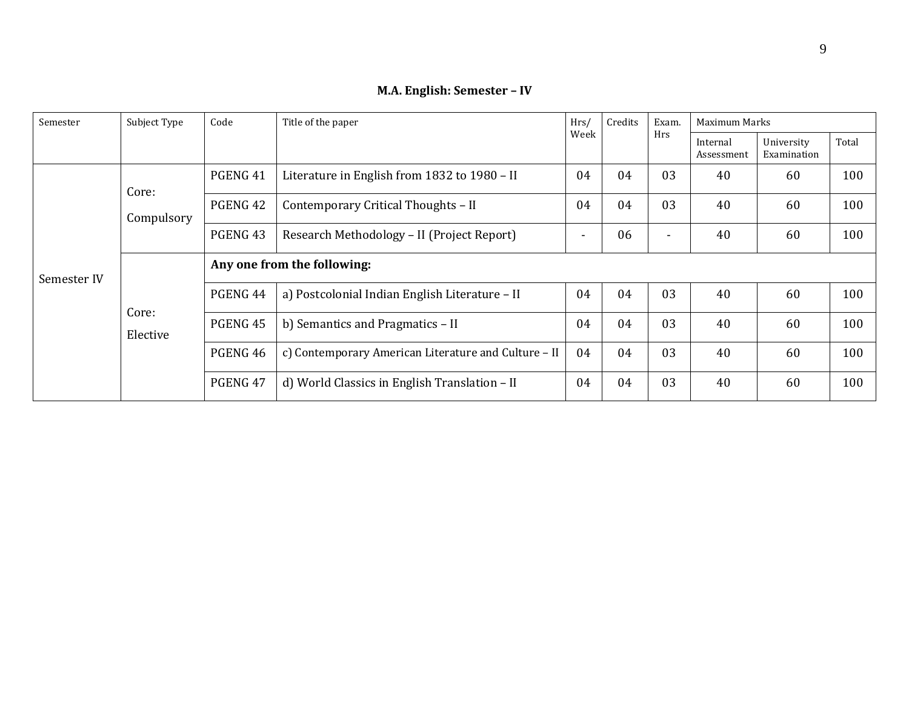**M.A. English: Semester – IV**

| Semester | Subject Type | Code | Title of the paper | Hrs/ Week | Credits | Exam. Hrs | Maximum Marks | | |
|---|---|---|---|---|---|---|---|---|---|
| | | | | | | | Internal Assessment | University Examination | Total |
| Semester IV | Core: Compulsory | PGENG 41 | Literature in English from 1832 to 1980 – II | 04 | 04 | 03 | 40 | 60 | 100 |
| | | PGENG 42 | Contemporary Critical Thoughts – II | 04 | 04 | 03 | 40 | 60 | 100 |
| | | PGENG 43 | Research Methodology – II (Project Report) | - | 06 | - | 40 | 60 | 100 |
| | Core: Elective | **Any one from the following:** | | | | | | | |
| | | PGENG 44 | a) Postcolonial Indian English Literature – II | 04 | 04 | 03 | 40 | 60 | 100 |
| | | PGENG 45 | b) Semantics and Pragmatics – II | 04 | 04 | 03 | 40 | 60 | 100 |
| | | PGENG 46 | c) Contemporary American Literature and Culture – II | 04 | 04 | 03 | 40 | 60 | 100 |
| | | PGENG 47 | d) World Classics in English Translation – II | 04 | 04 | 03 | 40 | 60 | 100 |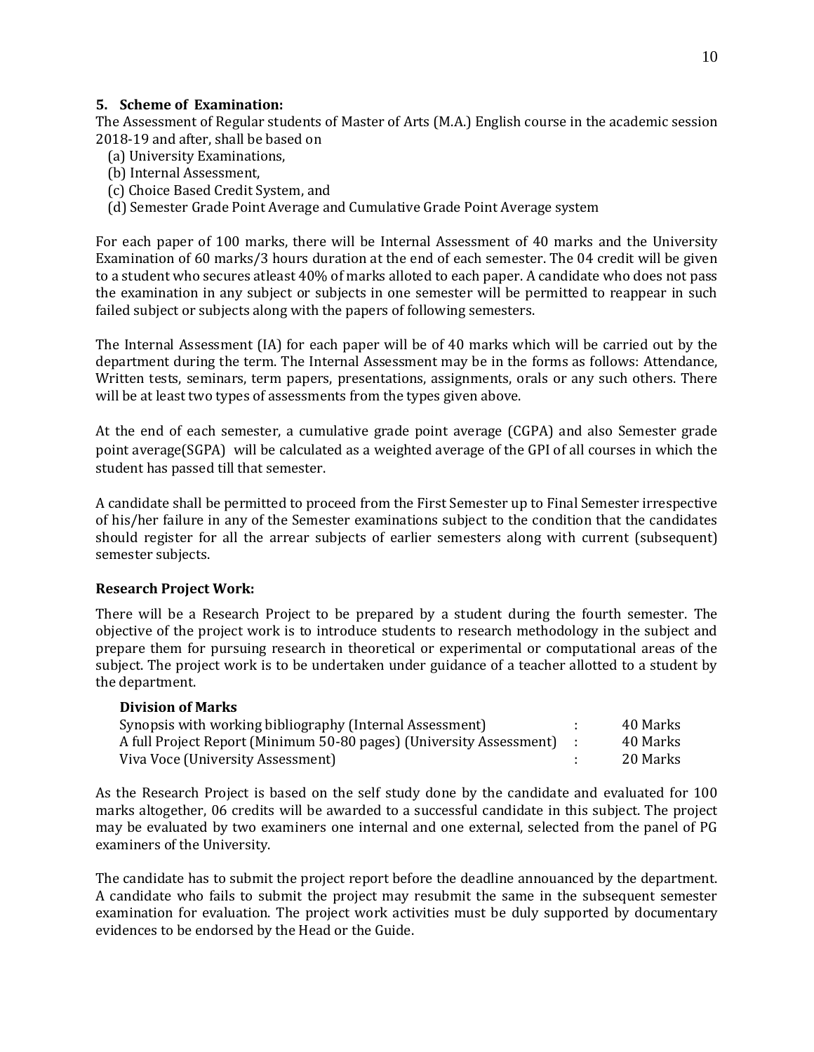## 5. Scheme of Examination:

The Assessment of Regular students of Master of Arts (M.A.) English course in the academic session 2018-19 and after, shall be based on

(a) University Examinations,
(b) Internal Assessment,
(c) Choice Based Credit System, and
(d) Semester Grade Point Average and Cumulative Grade Point Average system

For each paper of 100 marks, there will be Internal Assessment of 40 marks and the University Examination of 60 marks/3 hours duration at the end of each semester. The 04 credit will be given to a student who secures atleast 40% of marks alloted to each paper. A candidate who does not pass the examination in any subject or subjects in one semester will be permitted to reappear in such failed subject or subjects along with the papers of following semesters.

The Internal Assessment (IA) for each paper will be of 40 marks which will be carried out by the department during the term. The Internal Assessment may be in the forms as follows: Attendance, Written tests, seminars, term papers, presentations, assignments, orals or any such others. There will be at least two types of assessments from the types given above.

At the end of each semester, a cumulative grade point average (CGPA) and also Semester grade point average(SGPA) will be calculated as a weighted average of the GPI of all courses in which the student has passed till that semester.

A candidate shall be permitted to proceed from the First Semester up to Final Semester irrespective of his/her failure in any of the Semester examinations subject to the condition that the candidates should register for all the arrear subjects of earlier semesters along with current (subsequent) semester subjects.

### Research Project Work:

There will be a Research Project to be prepared by a student during the fourth semester. The objective of the project work is to introduce students to research methodology in the subject and prepare them for pursuing research in theoretical or experimental or computational areas of the subject. The project work is to be undertaken under guidance of a teacher allotted to a student by the department.

**Division of Marks**

| | | |
|---|---|---|
| Synopsis with working bibliography (Internal Assessment) | : | 40 Marks |
| A full Project Report (Minimum 50-80 pages) (University Assessment) | : | 40 Marks |
| Viva Voce (University Assessment) | : | 20 Marks |

As the Research Project is based on the self study done by the candidate and evaluated for 100 marks altogether, 06 credits will be awarded to a successful candidate in this subject. The project may be evaluated by two examiners one internal and one external, selected from the panel of PG examiners of the University.

The candidate has to submit the project report before the deadline annouanced by the department. A candidate who fails to submit the project may resubmit the same in the subsequent semester examination for evaluation. The project work activities must be duly supported by documentary evidences to be endorsed by the Head or the Guide.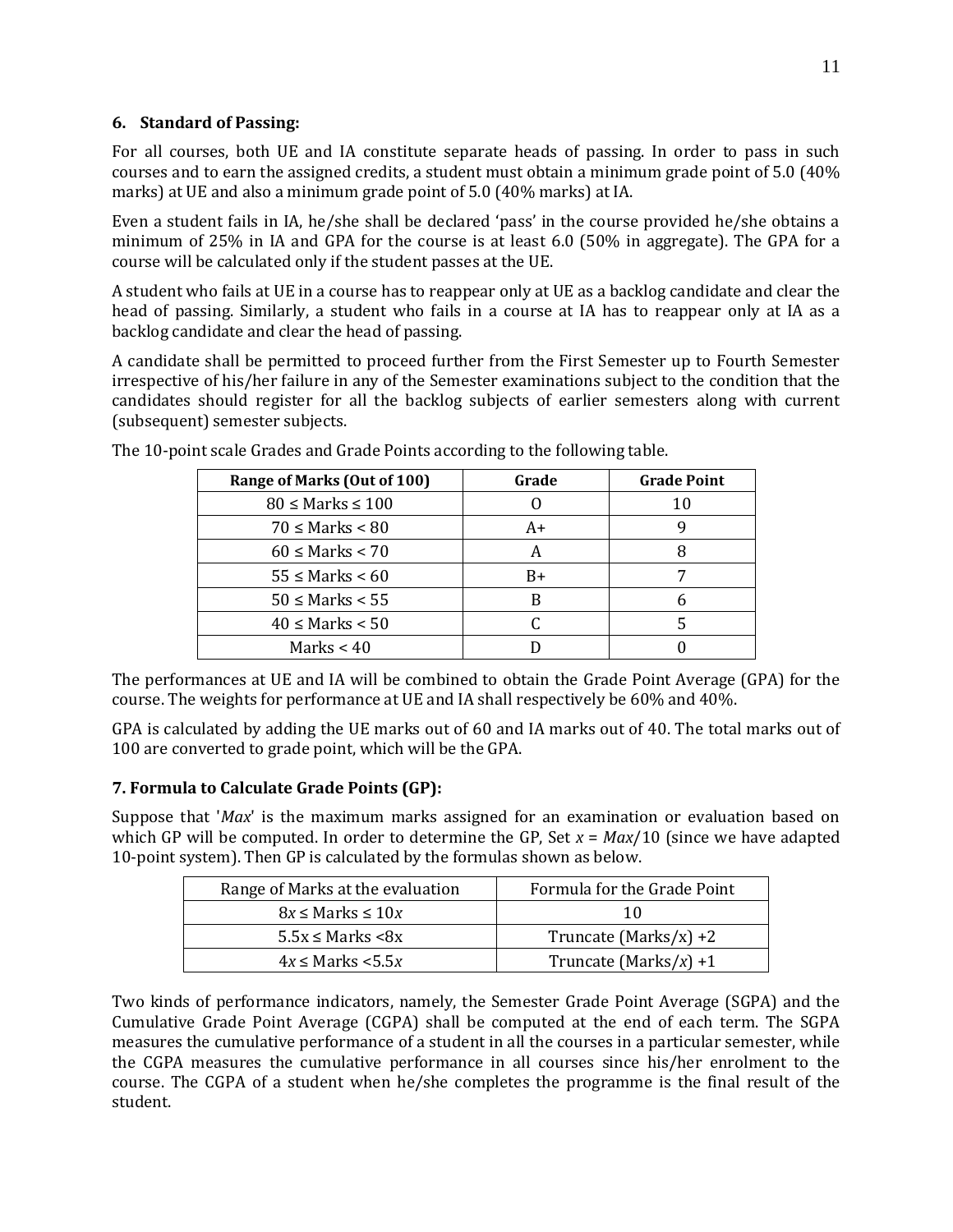## 6. Standard of Passing:

For all courses, both UE and IA constitute separate heads of passing. In order to pass in such courses and to earn the assigned credits, a student must obtain a minimum grade point of 5.0 (40% marks) at UE and also a minimum grade point of 5.0 (40% marks) at IA.

Even a student fails in IA, he/she shall be declared 'pass' in the course provided he/she obtains a minimum of 25% in IA and GPA for the course is at least 6.0 (50% in aggregate). The GPA for a course will be calculated only if the student passes at the UE.

A student who fails at UE in a course has to reappear only at UE as a backlog candidate and clear the head of passing. Similarly, a student who fails in a course at IA has to reappear only at IA as a backlog candidate and clear the head of passing.

A candidate shall be permitted to proceed further from the First Semester up to Fourth Semester irrespective of his/her failure in any of the Semester examinations subject to the condition that the candidates should register for all the backlog subjects of earlier semesters along with current (subsequent) semester subjects.

The 10-point scale Grades and Grade Points according to the following table.

| Range of Marks (Out of 100) | Grade | Grade Point |
|---|---|---|
| $80 \leq$ Marks $\leq 100$ | O | 10 |
| $70 \leq$ Marks $< 80$ | A+ | 9 |
| $60 \leq$ Marks $< 70$ | A | 8 |
| $55 \leq$ Marks $< 60$ | B+ | 7 |
| $50 \leq$ Marks $< 55$ | B | 6 |
| $40 \leq$ Marks $< 50$ | C | 5 |
| Marks $< 40$ | D | 0 |

The performances at UE and IA will be combined to obtain the Grade Point Average (GPA) for the course. The weights for performance at UE and IA shall respectively be 60% and 40%.

GPA is calculated by adding the UE marks out of 60 and IA marks out of 40. The total marks out of 100 are converted to grade point, which will be the GPA.

## 7. Formula to Calculate Grade Points (GP):

Suppose that '*Max*' is the maximum marks assigned for an examination or evaluation based on which GP will be computed. In order to determine the GP, Set $x = Max/10$ (since we have adapted 10-point system). Then GP is calculated by the formulas shown as below.

| Range of Marks at the evaluation | Formula for the Grade Point |
|---|---|
| $8x \leq$ Marks $\leq 10x$ | 10 |
| $5.5x \leq$ Marks $< 8x$ | Truncate (Marks/x) +2 |
| $4x \leq$ Marks $< 5.5x$ | Truncate (Marks/$x$) +1 |

Two kinds of performance indicators, namely, the Semester Grade Point Average (SGPA) and the Cumulative Grade Point Average (CGPA) shall be computed at the end of each term. The SGPA measures the cumulative performance of a student in all the courses in a particular semester, while the CGPA measures the cumulative performance in all courses since his/her enrolment to the course. The CGPA of a student when he/she completes the programme is the final result of the student.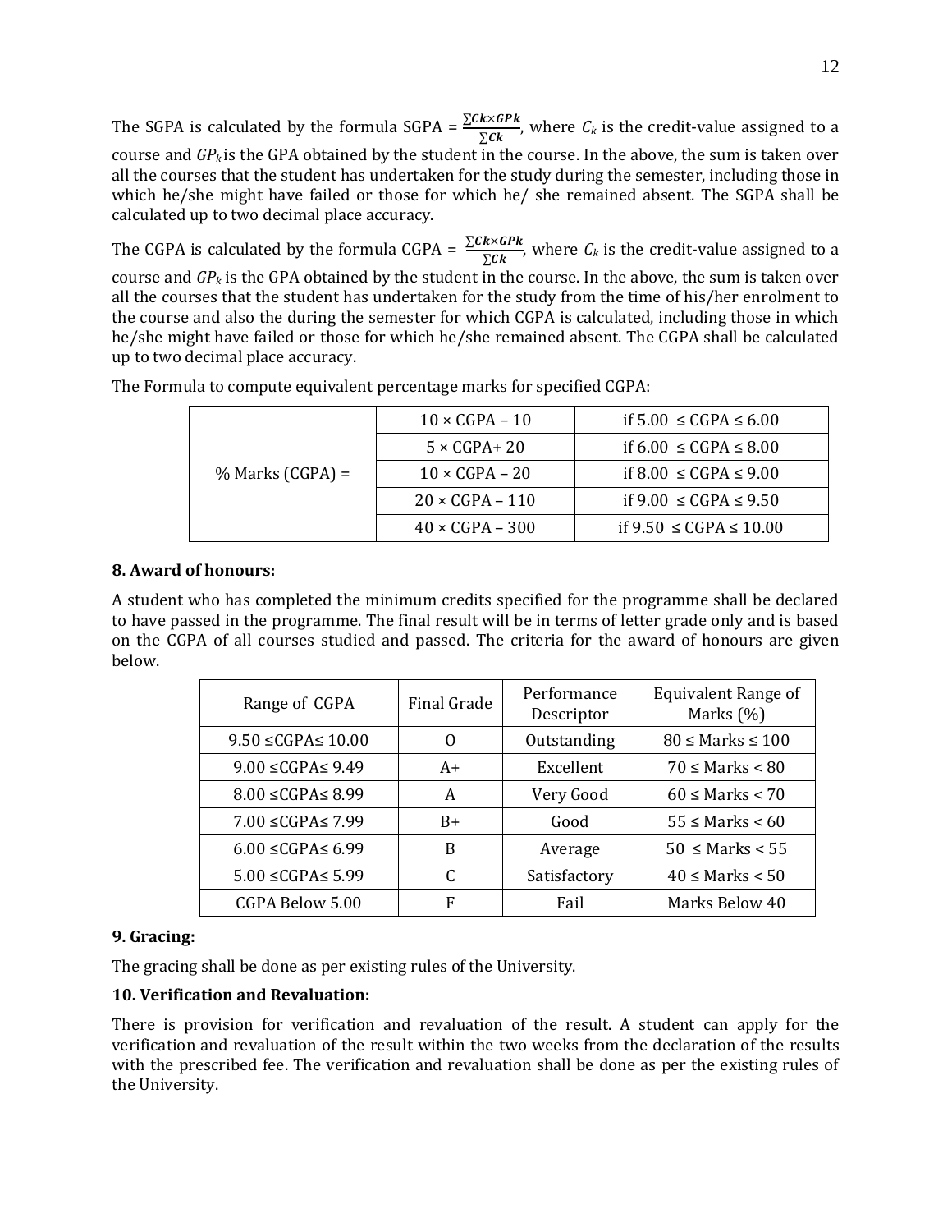The SGPA is calculated by the formula SGPA = $\frac{\sum Ck \times GPk}{\sum Ck}$, where $C_k$ is the credit-value assigned to a course and $GP_k$ is the GPA obtained by the student in the course. In the above, the sum is taken over all the courses that the student has undertaken for the study during the semester, including those in which he/she might have failed or those for which he/ she remained absent. The SGPA shall be calculated up to two decimal place accuracy.

The CGPA is calculated by the formula CGPA = $\frac{\sum Ck \times GPk}{\sum Ck}$, where $C_k$ is the credit-value assigned to a course and $GP_k$ is the GPA obtained by the student in the course. In the above, the sum is taken over all the courses that the student has undertaken for the study from the time of his/her enrolment to the course and also the during the semester for which CGPA is calculated, including those in which he/she might have failed or those for which he/she remained absent. The CGPA shall be calculated up to two decimal place accuracy.

The Formula to compute equivalent percentage marks for specified CGPA:

| % Marks (CGPA) = | $10 \times \text{CGPA} - 10$ | if $5.00 \le \text{CGPA} \le 6.00$ |
|---|---|---|
| | $5 \times \text{CGPA} + 20$ | if $6.00 \le \text{CGPA} \le 8.00$ |
| | $10 \times \text{CGPA} - 20$ | if $8.00 \le \text{CGPA} \le 9.00$ |
| | $20 \times \text{CGPA} - 110$ | if $9.00 \le \text{CGPA} \le 9.50$ |
| | $40 \times \text{CGPA} - 300$ | if $9.50 \le \text{CGPA} \le 10.00$ |

## 8. Award of honours:

A student who has completed the minimum credits specified for the programme shall be declared to have passed in the programme. The final result will be in terms of letter grade only and is based on the CGPA of all courses studied and passed. The criteria for the award of honours are given below.

| Range of CGPA | Final Grade | Performance Descriptor | Equivalent Range of Marks (%) |
|---|---|---|---|
| 9.50 ≤CGPA≤ 10.00 | O | Outstanding | 80 ≤ Marks ≤ 100 |
| 9.00 ≤CGPA≤ 9.49 | A+ | Excellent | 70 ≤ Marks < 80 |
| 8.00 ≤CGPA≤ 8.99 | A | Very Good | 60 ≤ Marks < 70 |
| 7.00 ≤CGPA≤ 7.99 | B+ | Good | 55 ≤ Marks < 60 |
| 6.00 ≤CGPA≤ 6.99 | B | Average | 50 ≤ Marks < 55 |
| 5.00 ≤CGPA≤ 5.99 | C | Satisfactory | 40 ≤ Marks < 50 |
| CGPA Below 5.00 | F | Fail | Marks Below 40 |

## 9. Gracing:

The gracing shall be done as per existing rules of the University.

## 10. Verification and Revaluation:

There is provision for verification and revaluation of the result. A student can apply for the verification and revaluation of the result within the two weeks from the declaration of the results with the prescribed fee. The verification and revaluation shall be done as per the existing rules of the University.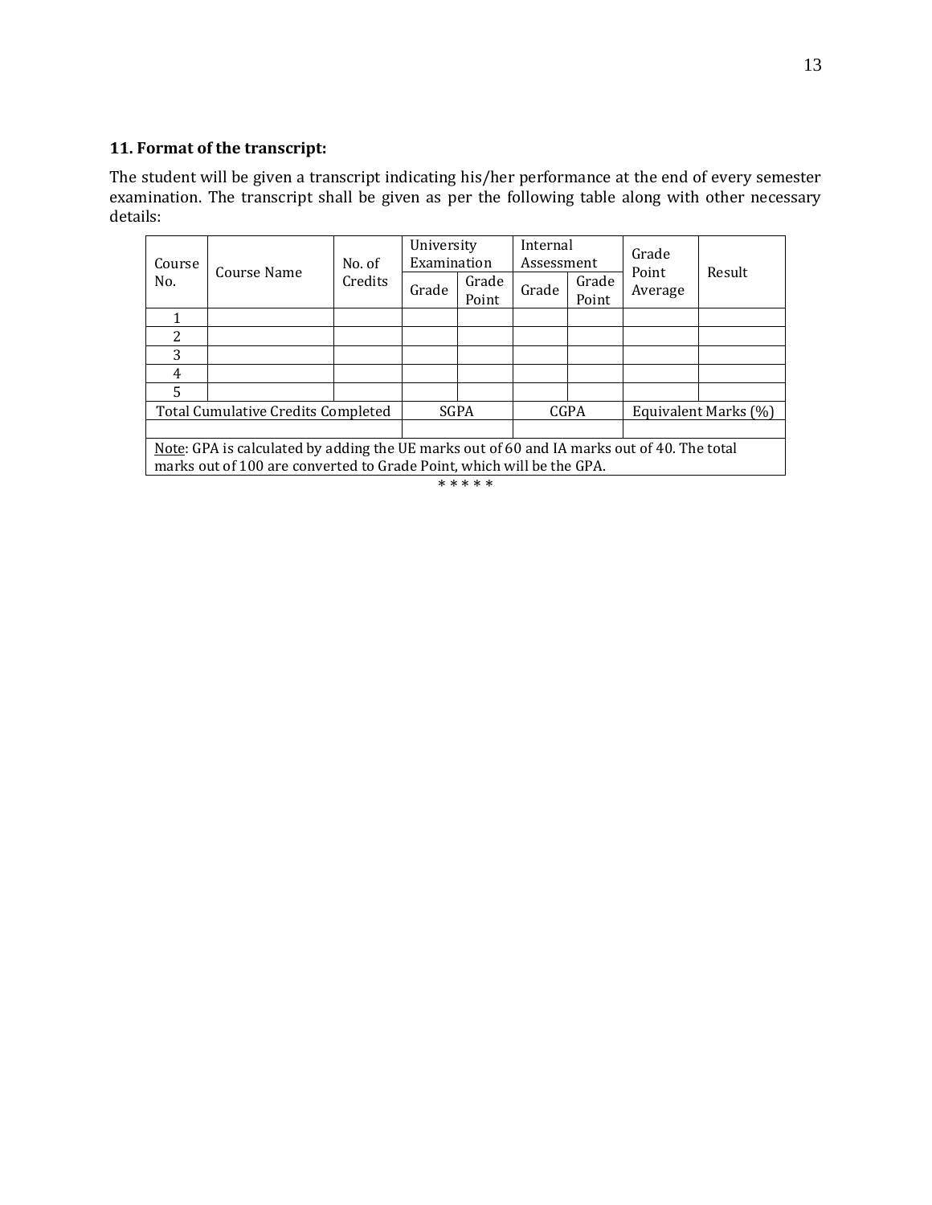### 11. Format of the transcript:

The student will be given a transcript indicating his/her performance at the end of every semester examination. The transcript shall be given as per the following table along with other necessary details:

| Course No. | Course Name | No. of Credits | University Examination | | Internal Assessment | | Grade Point Average | Result |
|---|---|---|---|---|---|---|---|---|
| | | | Grade | Grade Point | Grade | Grade Point | | |
| 1 | | | | | | | | |
| 2 | | | | | | | | |
| 3 | | | | | | | | |
| 4 | | | | | | | | |
| 5 | | | | | | | | |
| Total Cumulative Credits Completed | | | SGPA | | CGPA | | Equivalent Marks (%) | |
| | | | | | | | | |
| Note: GPA is calculated by adding the UE marks out of 60 and IA marks out of 40. The total marks out of 100 are converted to Grade Point, which will be the GPA. | | | | | | | | |

\* \* \* \* \*